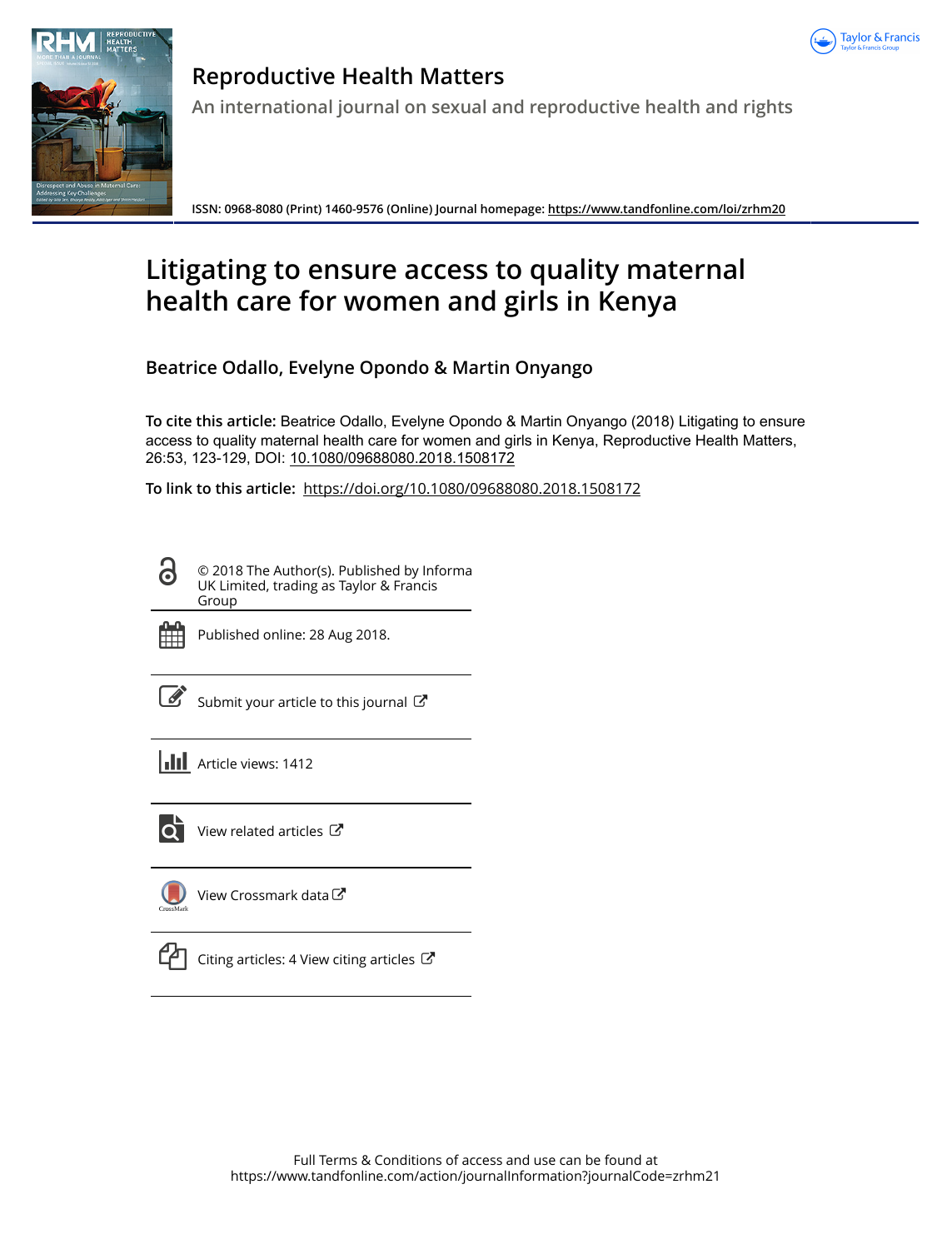# Reproductive Health Matters

An international journal on sexual and reproductive health and rights

ISSN: 0968-8080 (Print) 1460-9576 (Online) Journal homepage: https://www.tandfonline.com/loi/zrhm20

# Litigating to ensure access to quality maternal health care for women and girls in Kenya

**Beatrice Odallo, Evelyne Opondo & Martin Onyango**

**To cite this article:** Beatrice Odallo, Evelyne Opondo & Martin Onyango (2018) Litigating to ensure access to quality maternal health care for women and girls in Kenya, Reproductive Health Matters, 26:53, 123-129, DOI: 10.1080/09688080.2018.1508172

**To link to this article:** https://doi.org/10.1080/09688080.2018.1508172

© 2018 The Author(s). Published by Informa UK Limited, trading as Taylor & Francis Group

Published online: 28 Aug 2018.

Submit your article to this journal

Article views: 1412

View related articles

View Crossmark data

Citing articles: 4 View citing articles

Full Terms & Conditions of access and use can be found at https://www.tandfonline.com/action/journalInformation?journalCode=zrhm21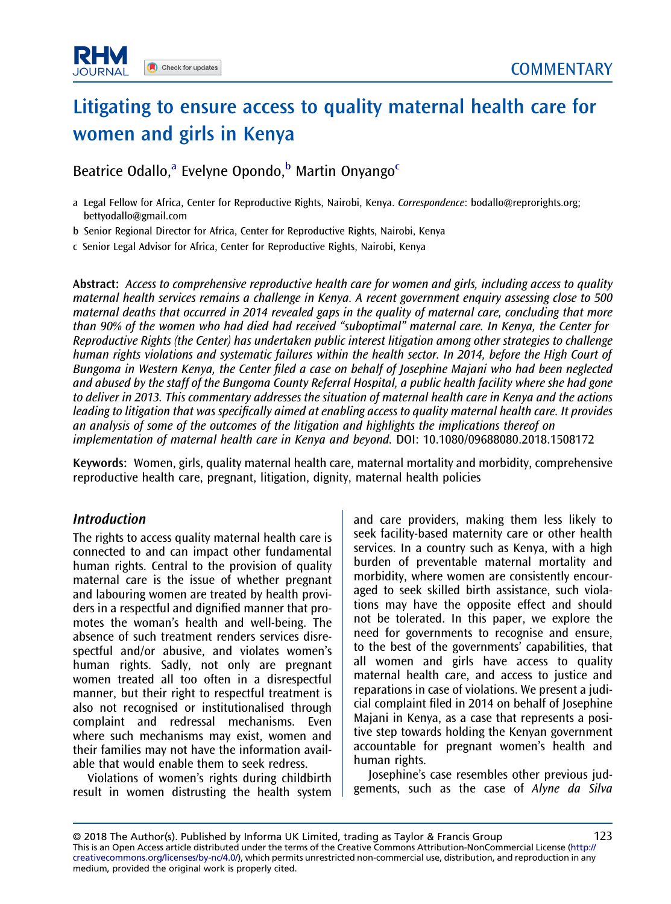# Litigating to ensure access to quality maternal health care for women and girls in Kenya

Beatrice Odallo,[a] Evelyne Opondo,[b] Martin Onyango[c]

a Legal Fellow for Africa, Center for Reproductive Rights, Nairobi, Kenya. *Correspondence*: bodallo@reprorights.org; bettyodallo@gmail.com

b Senior Regional Director for Africa, Center for Reproductive Rights, Nairobi, Kenya

c Senior Legal Advisor for Africa, Center for Reproductive Rights, Nairobi, Kenya

**Abstract:** *Access to comprehensive reproductive health care for women and girls, including access to quality maternal health services remains a challenge in Kenya. A recent government enquiry assessing close to 500 maternal deaths that occurred in 2014 revealed gaps in the quality of maternal care, concluding that more than 90% of the women who had died had received "suboptimal" maternal care. In Kenya, the Center for Reproductive Rights (the Center) has undertaken public interest litigation among other strategies to challenge human rights violations and systematic failures within the health sector. In 2014, before the High Court of Bungoma in Western Kenya, the Center filed a case on behalf of Josephine Majani who had been neglected and abused by the staff of the Bungoma County Referral Hospital, a public health facility where she had gone to deliver in 2013. This commentary addresses the situation of maternal health care in Kenya and the actions leading to litigation that was specifically aimed at enabling access to quality maternal health care. It provides an analysis of some of the outcomes of the litigation and highlights the implications thereof on implementation of maternal health care in Kenya and beyond.* DOI: 10.1080/09688080.2018.1508172

**Keywords:** Women, girls, quality maternal health care, maternal mortality and morbidity, comprehensive reproductive health care, pregnant, litigation, dignity, maternal health policies

## Introduction

The rights to access quality maternal health care is connected to and can impact other fundamental human rights. Central to the provision of quality maternal care is the issue of whether pregnant and labouring women are treated by health providers in a respectful and dignified manner that promotes the woman's health and well-being. The absence of such treatment renders services disrespectful and/or abusive, and violates women's human rights. Sadly, not only are pregnant women treated all too often in a disrespectful manner, but their right to respectful treatment is also not recognised or institutionalised through complaint and redressal mechanisms. Even where such mechanisms may exist, women and their families may not have the information available that would enable them to seek redress.

Violations of women's rights during childbirth result in women distrusting the health system and care providers, making them less likely to seek facility-based maternity care or other health services. In a country such as Kenya, with a high burden of preventable maternal mortality and morbidity, where women are consistently encouraged to seek skilled birth assistance, such violations may have the opposite effect and should not be tolerated. In this paper, we explore the need for governments to recognise and ensure, to the best of the governments' capabilities, that all women and girls have access to quality maternal health care, and access to justice and reparations in case of violations. We present a judicial complaint filed in 2014 on behalf of Josephine Majani in Kenya, as a case that represents a positive step towards holding the Kenyan government accountable for pregnant women's health and human rights.

Josephine's case resembles other previous judgements, such as the case of *Alyne da Silva*

© 2018 The Author(s). Published by Informa UK Limited, trading as Taylor & Francis Group
This is an Open Access article distributed under the terms of the Creative Commons Attribution-NonCommercial License (http://creativecommons.org/licenses/by-nc/4.0/), which permits unrestricted non-commercial use, distribution, and reproduction in any medium, provided the original work is properly cited.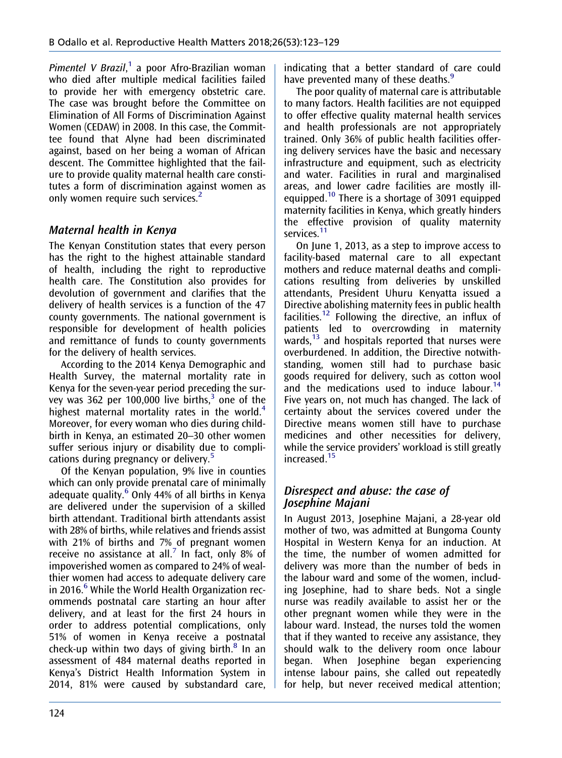*Pimentel V Brazil*,[1] a poor Afro-Brazilian woman who died after multiple medical facilities failed to provide her with emergency obstetric care. The case was brought before the Committee on Elimination of All Forms of Discrimination Against Women (CEDAW) in 2008. In this case, the Committee found that Alyne had been discriminated against, based on her being a woman of African descent. The Committee highlighted that the failure to provide quality maternal health care constitutes a form of discrimination against women as only women require such services.[2]

## *Maternal health in Kenya*

The Kenyan Constitution states that every person has the right to the highest attainable standard of health, including the right to reproductive health care. The Constitution also provides for devolution of government and clarifies that the delivery of health services is a function of the 47 county governments. The national government is responsible for development of health policies and remittance of funds to county governments for the delivery of health services.

According to the 2014 Kenya Demographic and Health Survey, the maternal mortality rate in Kenya for the seven-year period preceding the survey was 362 per 100,000 live births,[3] one of the highest maternal mortality rates in the world.[4] Moreover, for every woman who dies during childbirth in Kenya, an estimated 20–30 other women suffer serious injury or disability due to complications during pregnancy or delivery.[5]

Of the Kenyan population, 9% live in counties which can only provide prenatal care of minimally adequate quality.[6] Only 44% of all births in Kenya are delivered under the supervision of a skilled birth attendant. Traditional birth attendants assist with 28% of births, while relatives and friends assist with 21% of births and 7% of pregnant women receive no assistance at all.[7] In fact, only 8% of impoverished women as compared to 24% of wealthier women had access to adequate delivery care in 2016.[6] While the World Health Organization recommends postnatal care starting an hour after delivery, and at least for the first 24 hours in order to address potential complications, only 51% of women in Kenya receive a postnatal check-up within two days of giving birth.[8] In an assessment of 484 maternal deaths reported in Kenya's District Health Information System in 2014, 81% were caused by substandard care, indicating that a better standard of care could have prevented many of these deaths.[9]

The poor quality of maternal care is attributable to many factors. Health facilities are not equipped to offer effective quality maternal health services and health professionals are not appropriately trained. Only 36% of public health facilities offering delivery services have the basic and necessary infrastructure and equipment, such as electricity and water. Facilities in rural and marginalised areas, and lower cadre facilities are mostly ill-equipped.[10] There is a shortage of 3091 equipped maternity facilities in Kenya, which greatly hinders the effective provision of quality maternity services.[11]

On June 1, 2013, as a step to improve access to facility-based maternal care to all expectant mothers and reduce maternal deaths and complications resulting from deliveries by unskilled attendants, President Uhuru Kenyatta issued a Directive abolishing maternity fees in public health facilities.[12] Following the directive, an influx of patients led to overcrowding in maternity wards,[13] and hospitals reported that nurses were overburdened. In addition, the Directive notwithstanding, women still had to purchase basic goods required for delivery, such as cotton wool and the medications used to induce labour.[14] Five years on, not much has changed. The lack of certainty about the services covered under the Directive means women still have to purchase medicines and other necessities for delivery, while the service providers' workload is still greatly increased.[15]

## *Disrespect and abuse: the case of Josephine Majani*

In August 2013, Josephine Majani, a 28-year old mother of two, was admitted at Bungoma County Hospital in Western Kenya for an induction. At the time, the number of women admitted for delivery was more than the number of beds in the labour ward and some of the women, including Josephine, had to share beds. Not a single nurse was readily available to assist her or the other pregnant women while they were in the labour ward. Instead, the nurses told the women that if they wanted to receive any assistance, they should walk to the delivery room once labour began. When Josephine began experiencing intense labour pains, she called out repeatedly for help, but never received medical attention;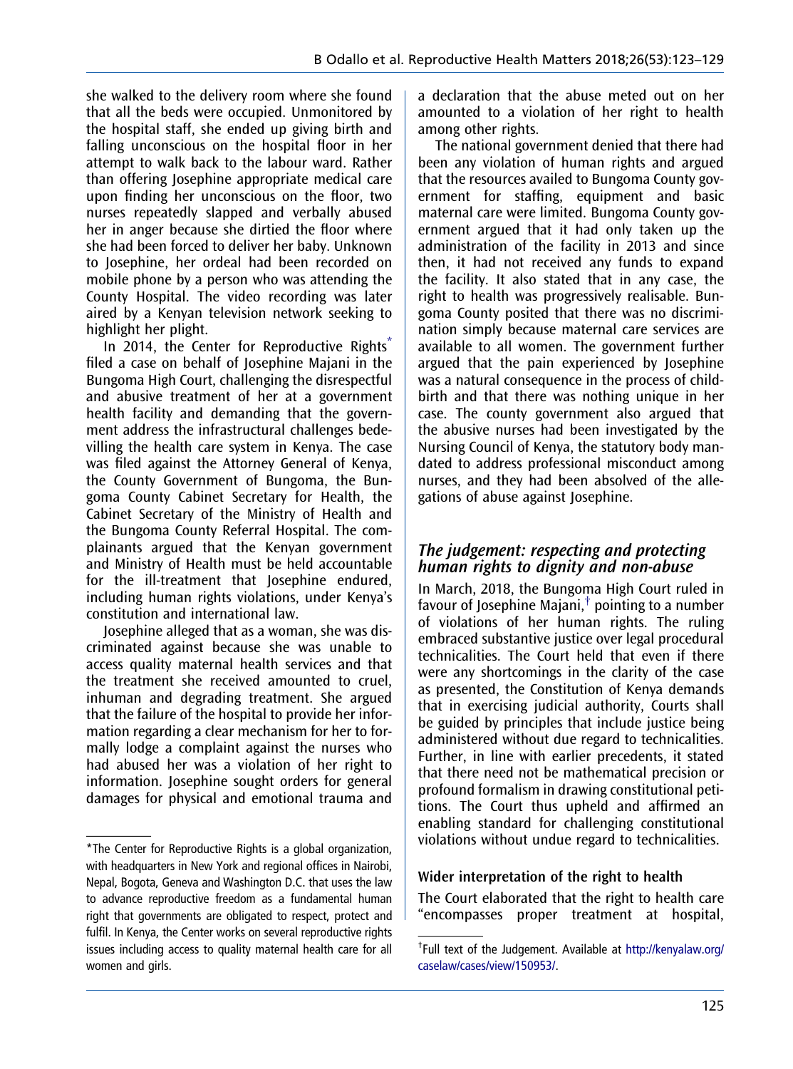she walked to the delivery room where she found that all the beds were occupied. Unmonitored by the hospital staff, she ended up giving birth and falling unconscious on the hospital floor in her attempt to walk back to the labour ward. Rather than offering Josephine appropriate medical care upon finding her unconscious on the floor, two nurses repeatedly slapped and verbally abused her in anger because she dirtied the floor where she had been forced to deliver her baby. Unknown to Josephine, her ordeal had been recorded on mobile phone by a person who was attending the County Hospital. The video recording was later aired by a Kenyan television network seeking to highlight her plight.

In 2014, the Center for Reproductive Rights[*] filed a case on behalf of Josephine Majani in the Bungoma High Court, challenging the disrespectful and abusive treatment of her at a government health facility and demanding that the government address the infrastructural challenges bedevilling the health care system in Kenya. The case was filed against the Attorney General of Kenya, the County Government of Bungoma, the Bungoma County Cabinet Secretary for Health, the Cabinet Secretary of the Ministry of Health and the Bungoma County Referral Hospital. The complainants argued that the Kenyan government and Ministry of Health must be held accountable for the ill-treatment that Josephine endured, including human rights violations, under Kenya's constitution and international law.

Josephine alleged that as a woman, she was discriminated against because she was unable to access quality maternal health services and that the treatment she received amounted to cruel, inhuman and degrading treatment. She argued that the failure of the hospital to provide her information regarding a clear mechanism for her to formally lodge a complaint against the nurses who had abused her was a violation of her right to information. Josephine sought orders for general damages for physical and emotional trauma and a declaration that the abuse meted out on her amounted to a violation of her right to health among other rights.

The national government denied that there had been any violation of human rights and argued that the resources availed to Bungoma County government for staffing, equipment and basic maternal care were limited. Bungoma County government argued that it had only taken up the administration of the facility in 2013 and since then, it had not received any funds to expand the facility. It also stated that in any case, the right to health was progressively realisable. Bungoma County posited that there was no discrimination simply because maternal care services are available to all women. The government further argued that the pain experienced by Josephine was a natural consequence in the process of childbirth and that there was nothing unique in her case. The county government also argued that the abusive nurses had been investigated by the Nursing Council of Kenya, the statutory body mandated to address professional misconduct among nurses, and they had been absolved of the allegations of abuse against Josephine.

## *The judgement: respecting and protecting human rights to dignity and non-abuse*

In March, 2018, the Bungoma High Court ruled in favour of Josephine Majani,[†] pointing to a number of violations of her human rights. The ruling embraced substantive justice over legal procedural technicalities. The Court held that even if there were any shortcomings in the clarity of the case as presented, the Constitution of Kenya demands that in exercising judicial authority, Courts shall be guided by principles that include justice being administered without due regard to technicalities. Further, in line with earlier precedents, it stated that there need not be mathematical precision or profound formalism in drawing constitutional petitions. The Court thus upheld and affirmed an enabling standard for challenging constitutional violations without undue regard to technicalities.

### Wider interpretation of the right to health

The Court elaborated that the right to health care "encompasses proper treatment at hospital,

---

*The Center for Reproductive Rights is a global organization, with headquarters in New York and regional offices in Nairobi, Nepal, Bogota, Geneva and Washington D.C. that uses the law to advance reproductive freedom as a fundamental human right that governments are obligated to respect, protect and fulfil. In Kenya, the Center works on several reproductive rights issues including access to quality maternal health care for all women and girls.

†Full text of the Judgement. Available at http://kenyalaw.org/caselaw/cases/view/150953/.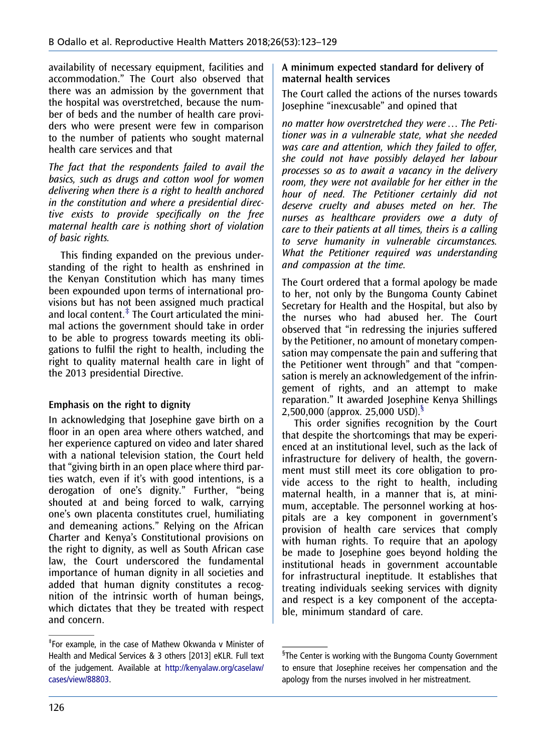availability of necessary equipment, facilities and accommodation." The Court also observed that there was an admission by the government that the hospital was overstretched, because the number of beds and the number of health care providers who were present were few in comparison to the number of patients who sought maternal health care services and that

*The fact that the respondents failed to avail the basics, such as drugs and cotton wool for women delivering when there is a right to health anchored in the constitution and where a presidential directive exists to provide specifically on the free maternal health care is nothing short of violation of basic rights.*

This finding expanded on the previous understanding of the right to health as enshrined in the Kenyan Constitution which has many times been expounded upon terms of international provisions but has not been assigned much practical and local content.[‡] The Court articulated the minimal actions the government should take in order to be able to progress towards meeting its obligations to fulfil the right to health, including the right to quality maternal health care in light of the 2013 presidential Directive.

### Emphasis on the right to dignity

In acknowledging that Josephine gave birth on a floor in an open area where others watched, and her experience captured on video and later shared with a national television station, the Court held that "giving birth in an open place where third parties watch, even if it's with good intentions, is a derogation of one's dignity." Further, "being shouted at and being forced to walk, carrying one's own placenta constitutes cruel, humiliating and demeaning actions." Relying on the African Charter and Kenya's Constitutional provisions on the right to dignity, as well as South African case law, the Court underscored the fundamental importance of human dignity in all societies and added that human dignity constitutes a recognition of the intrinsic worth of human beings, which dictates that they be treated with respect and concern.

### A minimum expected standard for delivery of maternal health services

The Court called the actions of the nurses towards Josephine "inexcusable" and opined that

*no matter how overstretched they were … The Petitioner was in a vulnerable state, what she needed was care and attention, which they failed to offer, she could not have possibly delayed her labour processes so as to await a vacancy in the delivery room, they were not available for her either in the hour of need. The Petitioner certainly did not deserve cruelty and abuses meted on her. The nurses as healthcare providers owe a duty of care to their patients at all times, theirs is a calling to serve humanity in vulnerable circumstances. What the Petitioner required was understanding and compassion at the time.*

The Court ordered that a formal apology be made to her, not only by the Bungoma County Cabinet Secretary for Health and the Hospital, but also by the nurses who had abused her. The Court observed that "in redressing the injuries suffered by the Petitioner, no amount of monetary compensation may compensate the pain and suffering that the Petitioner went through" and that "compensation is merely an acknowledgement of the infringement of rights, and an attempt to make reparation." It awarded Josephine Kenya Shillings 2,500,000 (approx. 25,000 USD).[§]

This order signifies recognition by the Court that despite the shortcomings that may be experienced at an institutional level, such as the lack of infrastructure for delivery of health, the government must still meet its core obligation to provide access to the right to health, including maternal health, in a manner that is, at minimum, acceptable. The personnel working at hospitals are a key component in government's provision of health care services that comply with human rights. To require that an apology be made to Josephine goes beyond holding the institutional heads in government accountable for infrastructural ineptitude. It establishes that treating individuals seeking services with dignity and respect is a key component of the acceptable, minimum standard of care.

---

[‡]For example, in the case of Mathew Okwanda v Minister of Health and Medical Services & 3 others [2013] eKLR. Full text of the judgement. Available at http://kenyalaw.org/caselaw/cases/view/88803.

[§]The Center is working with the Bungoma County Government to ensure that Josephine receives her compensation and the apology from the nurses involved in her mistreatment.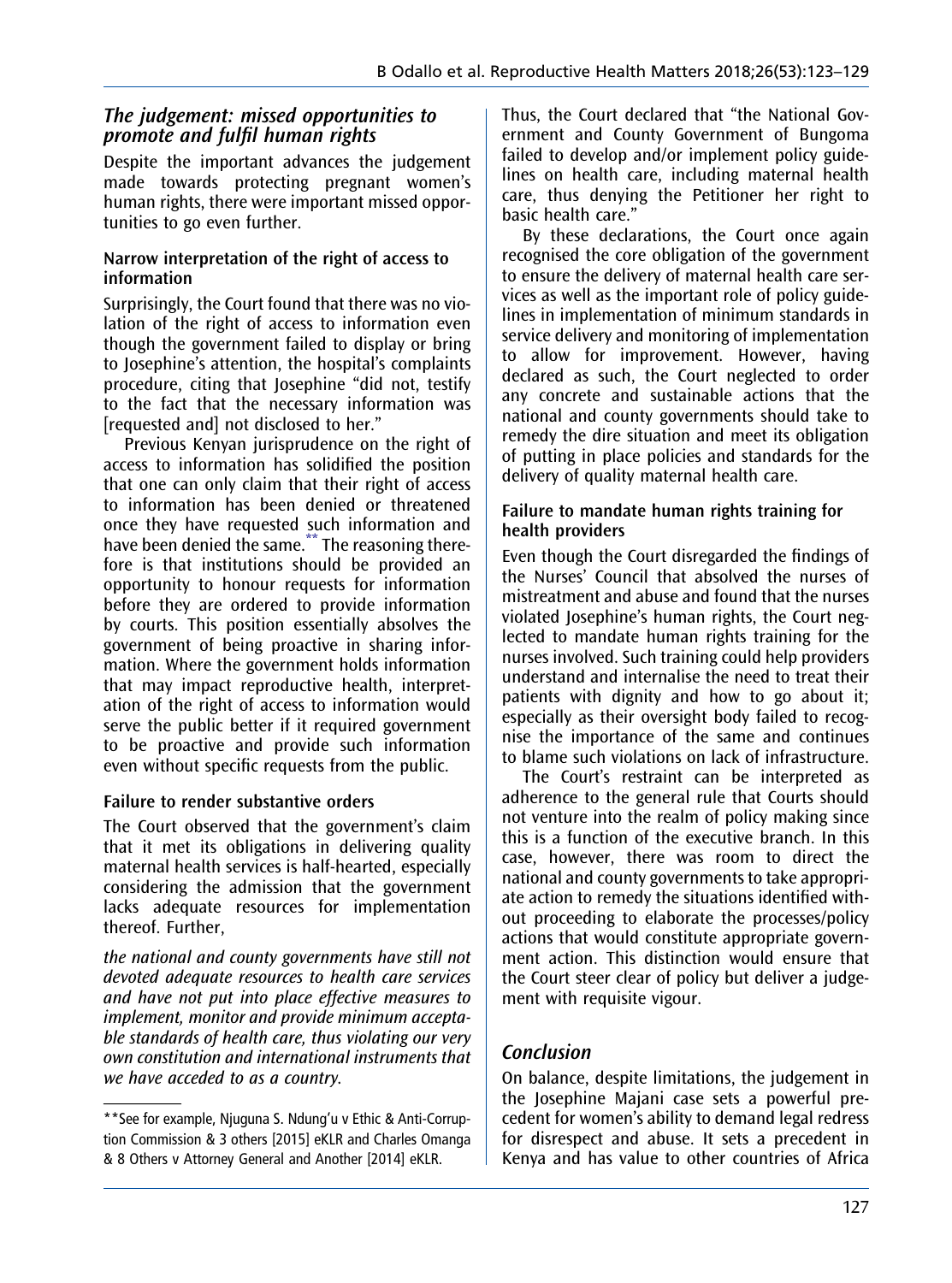## *The judgement: missed opportunities to promote and fulfil human rights*

Despite the important advances the judgement made towards protecting pregnant women's human rights, there were important missed opportunities to go even further.

### Narrow interpretation of the right of access to information

Surprisingly, the Court found that there was no violation of the right of access to information even though the government failed to display or bring to Josephine's attention, the hospital's complaints procedure, citing that Josephine "did not, testify to the fact that the necessary information was [requested and] not disclosed to her."

Previous Kenyan jurisprudence on the right of access to information has solidified the position that one can only claim that their right of access to information has been denied or threatened once they have requested such information and have been denied the same.[**] The reasoning therefore is that institutions should be provided an opportunity to honour requests for information before they are ordered to provide information by courts. This position essentially absolves the government of being proactive in sharing information. Where the government holds information that may impact reproductive health, interpretation of the right of access to information would serve the public better if it required government to be proactive and provide such information even without specific requests from the public.

### Failure to render substantive orders

The Court observed that the government's claim that it met its obligations in delivering quality maternal health services is half-hearted, especially considering the admission that the government lacks adequate resources for implementation thereof. Further,

*the national and county governments have still not devoted adequate resources to health care services and have not put into place effective measures to implement, monitor and provide minimum acceptable standards of health care, thus violating our very own constitution and international instruments that we have acceded to as a country.*

Thus, the Court declared that "the National Government and County Government of Bungoma failed to develop and/or implement policy guidelines on health care, including maternal health care, thus denying the Petitioner her right to basic health care."

By these declarations, the Court once again recognised the core obligation of the government to ensure the delivery of maternal health care services as well as the important role of policy guidelines in implementation of minimum standards in service delivery and monitoring of implementation to allow for improvement. However, having declared as such, the Court neglected to order any concrete and sustainable actions that the national and county governments should take to remedy the dire situation and meet its obligation of putting in place policies and standards for the delivery of quality maternal health care.

### Failure to mandate human rights training for health providers

Even though the Court disregarded the findings of the Nurses' Council that absolved the nurses of mistreatment and abuse and found that the nurses violated Josephine's human rights, the Court neglected to mandate human rights training for the nurses involved. Such training could help providers understand and internalise the need to treat their patients with dignity and how to go about it; especially as their oversight body failed to recognise the importance of the same and continues to blame such violations on lack of infrastructure.

The Court's restraint can be interpreted as adherence to the general rule that Courts should not venture into the realm of policy making since this is a function of the executive branch. In this case, however, there was room to direct the national and county governments to take appropriate action to remedy the situations identified without proceeding to elaborate the processes/policy actions that would constitute appropriate government action. This distinction would ensure that the Court steer clear of policy but deliver a judgement with requisite vigour.

## *Conclusion*

On balance, despite limitations, the judgement in the Josephine Majani case sets a powerful precedent for women's ability to demand legal redress for disrespect and abuse. It sets a precedent in Kenya and has value to other countries of Africa

---

**See for example, Njuguna S. Ndung'u v Ethic & Anti-Corruption Commission & 3 others [2015] eKLR and Charles Omanga & 8 Others v Attorney General and Another [2014] eKLR.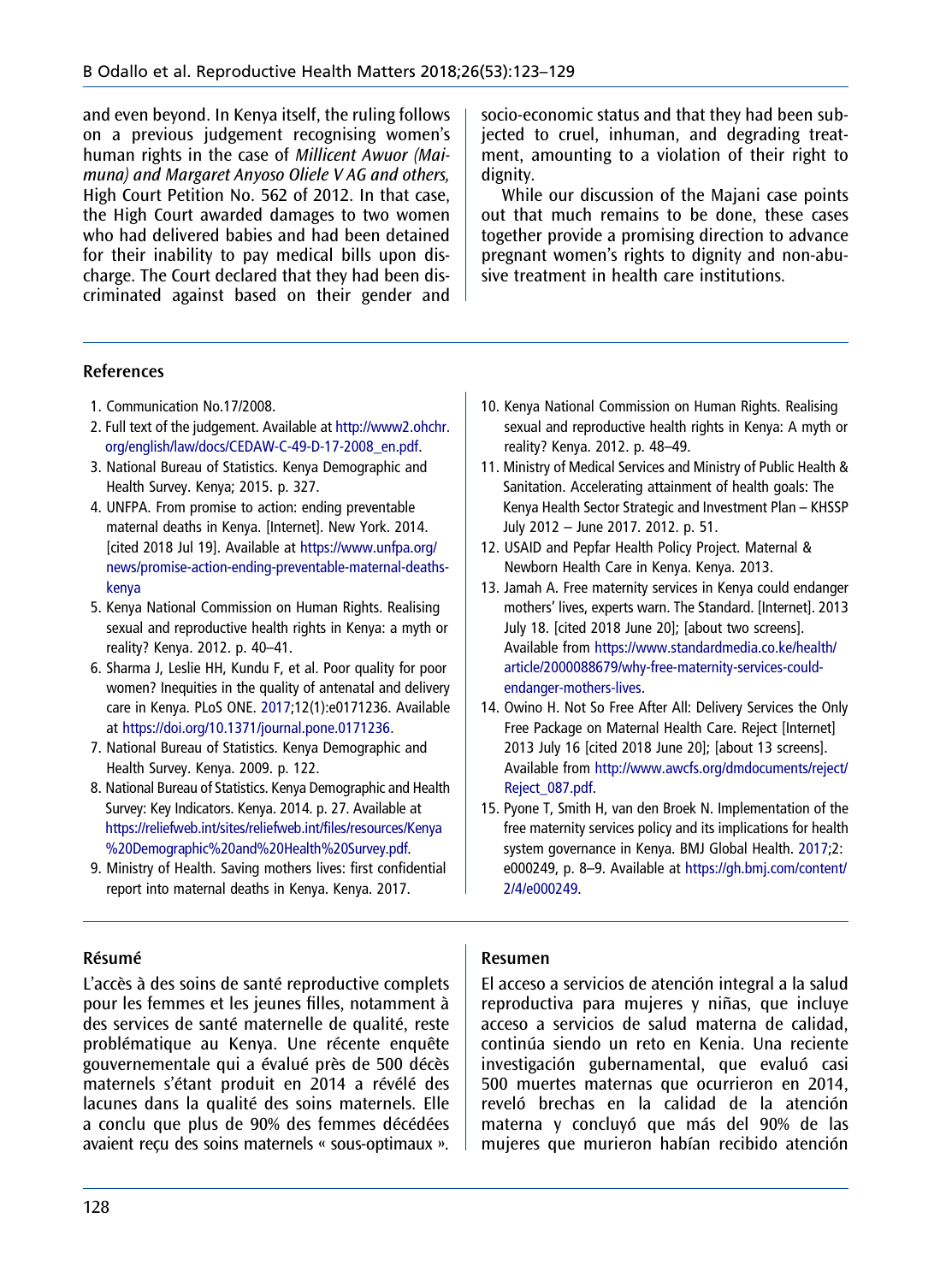and even beyond. In Kenya itself, the ruling follows on a previous judgement recognising women's human rights in the case of *Millicent Awuor (Maimuna) and Margaret Anyoso Oliele V AG and others,* High Court Petition No. 562 of 2012. In that case, the High Court awarded damages to two women who had delivered babies and had been detained for their inability to pay medical bills upon discharge. The Court declared that they had been discriminated against based on their gender and socio-economic status and that they had been subjected to cruel, inhuman, and degrading treatment, amounting to a violation of their right to dignity.

While our discussion of the Majani case points out that much remains to be done, these cases together provide a promising direction to advance pregnant women's rights to dignity and non-abusive treatment in health care institutions.

## References

1. Communication No.17/2008.
2. Full text of the judgement. Available at http://www2.ohchr.org/english/law/docs/CEDAW-C-49-D-17-2008_en.pdf.
3. National Bureau of Statistics. Kenya Demographic and Health Survey. Kenya; 2015. p. 327.
4. UNFPA. From promise to action: ending preventable maternal deaths in Kenya. [Internet]. New York. 2014. [cited 2018 Jul 19]. Available at https://www.unfpa.org/news/promise-action-ending-preventable-maternal-deaths-kenya
5. Kenya National Commission on Human Rights. Realising sexual and reproductive health rights in Kenya: a myth or reality? Kenya. 2012. p. 40–41.
6. Sharma J, Leslie HH, Kundu F, et al. Poor quality for poor women? Inequities in the quality of antenatal and delivery care in Kenya. PLoS ONE. 2017;12(1):e0171236. Available at https://doi.org/10.1371/journal.pone.0171236.
7. National Bureau of Statistics. Kenya Demographic and Health Survey. Kenya. 2009. p. 122.
8. National Bureau of Statistics. Kenya Demographic and Health Survey: Key Indicators. Kenya. 2014. p. 27. Available at https://reliefweb.int/sites/reliefweb.int/files/resources/Kenya%20Demographic%20and%20Health%20Survey.pdf.
9. Ministry of Health. Saving mothers lives: first confidential report into maternal deaths in Kenya. Kenya. 2017.
10. Kenya National Commission on Human Rights. Realising sexual and reproductive health rights in Kenya: A myth or reality? Kenya. 2012. p. 48–49.
11. Ministry of Medical Services and Ministry of Public Health & Sanitation. Accelerating attainment of health goals: The Kenya Health Sector Strategic and Investment Plan – KHSSP July 2012 – June 2017. 2012. p. 51.
12. USAID and Pepfar Health Policy Project. Maternal & Newborn Health Care in Kenya. Kenya. 2013.
13. Jamah A. Free maternity services in Kenya could endanger mothers' lives, experts warn. The Standard. [Internet]. 2013 July 18. [cited 2018 June 20]; [about two screens]. Available from https://www.standardmedia.co.ke/health/article/2000088679/why-free-maternity-services-could-endanger-mothers-lives.
14. Owino H. Not So Free After All: Delivery Services the Only Free Package on Maternal Health Care. Reject [Internet] 2013 July 16 [cited 2018 June 20]; [about 13 screens]. Available from http://www.awcfs.org/dmdocuments/reject/Reject_087.pdf.
15. Pyone T, Smith H, van den Broek N. Implementation of the free maternity services policy and its implications for health system governance in Kenya. BMJ Global Health. 2017;2:e000249, p. 8–9. Available at https://gh.bmj.com/content/2/4/e000249.

## Résumé

L'accès à des soins de santé reproductive complets pour les femmes et les jeunes filles, notamment à des services de santé maternelle de qualité, reste problématique au Kenya. Une récente enquête gouvernementale qui a évalué près de 500 décès maternels s'étant produit en 2014 a révélé des lacunes dans la qualité des soins maternels. Elle a conclu que plus de 90% des femmes décédées avaient reçu des soins maternels « sous-optimaux ».

## Resumen

El acceso a servicios de atención integral a la salud reproductiva para mujeres y niñas, que incluye acceso a servicios de salud materna de calidad, continúa siendo un reto en Kenia. Una reciente investigación gubernamental, que evaluó casi 500 muertes maternas que ocurrieron en 2014, reveló brechas en la calidad de la atención materna y concluyó que más del 90% de las mujeres que murieron habían recibido atención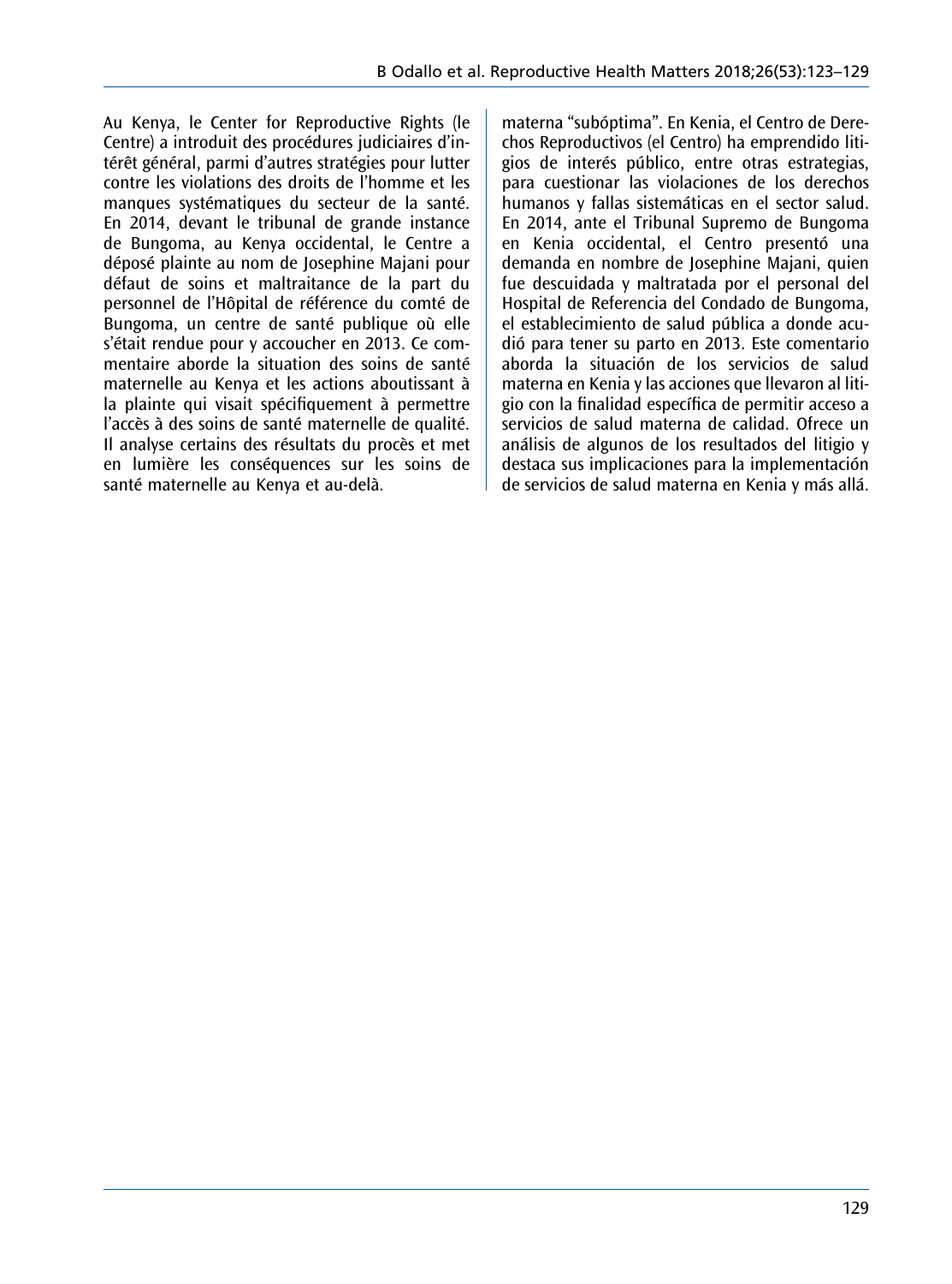Au Kenya, le Center for Reproductive Rights (le Centre) a introduit des procédures judiciaires d'intérêt général, parmi d'autres stratégies pour lutter contre les violations des droits de l'homme et les manques systématiques du secteur de la santé. En 2014, devant le tribunal de grande instance de Bungoma, au Kenya occidental, le Centre a déposé plainte au nom de Josephine Majani pour défaut de soins et maltraitance de la part du personnel de l'Hôpital de référence du comté de Bungoma, un centre de santé publique où elle s'était rendue pour y accoucher en 2013. Ce commentaire aborde la situation des soins de santé maternelle au Kenya et les actions aboutissant à la plainte qui visait spécifiquement à permettre l'accès à des soins de santé maternelle de qualité. Il analyse certains des résultats du procès et met en lumière les conséquences sur les soins de santé maternelle au Kenya et au-delà.

materna "subóptima". En Kenia, el Centro de Derechos Reproductivos (el Centro) ha emprendido litigios de interés público, entre otras estrategias, para cuestionar las violaciones de los derechos humanos y fallas sistemáticas en el sector salud. En 2014, ante el Tribunal Supremo de Bungoma en Kenia occidental, el Centro presentó una demanda en nombre de Josephine Majani, quien fue descuidada y maltratada por el personal del Hospital de Referencia del Condado de Bungoma, el establecimiento de salud pública a donde acudió para tener su parto en 2013. Este comentario aborda la situación de los servicios de salud materna en Kenia y las acciones que llevaron al litigio con la finalidad específica de permitir acceso a servicios de salud materna de calidad. Ofrece un análisis de algunos de los resultados del litigio y destaca sus implicaciones para la implementación de servicios de salud materna en Kenia y más allá.